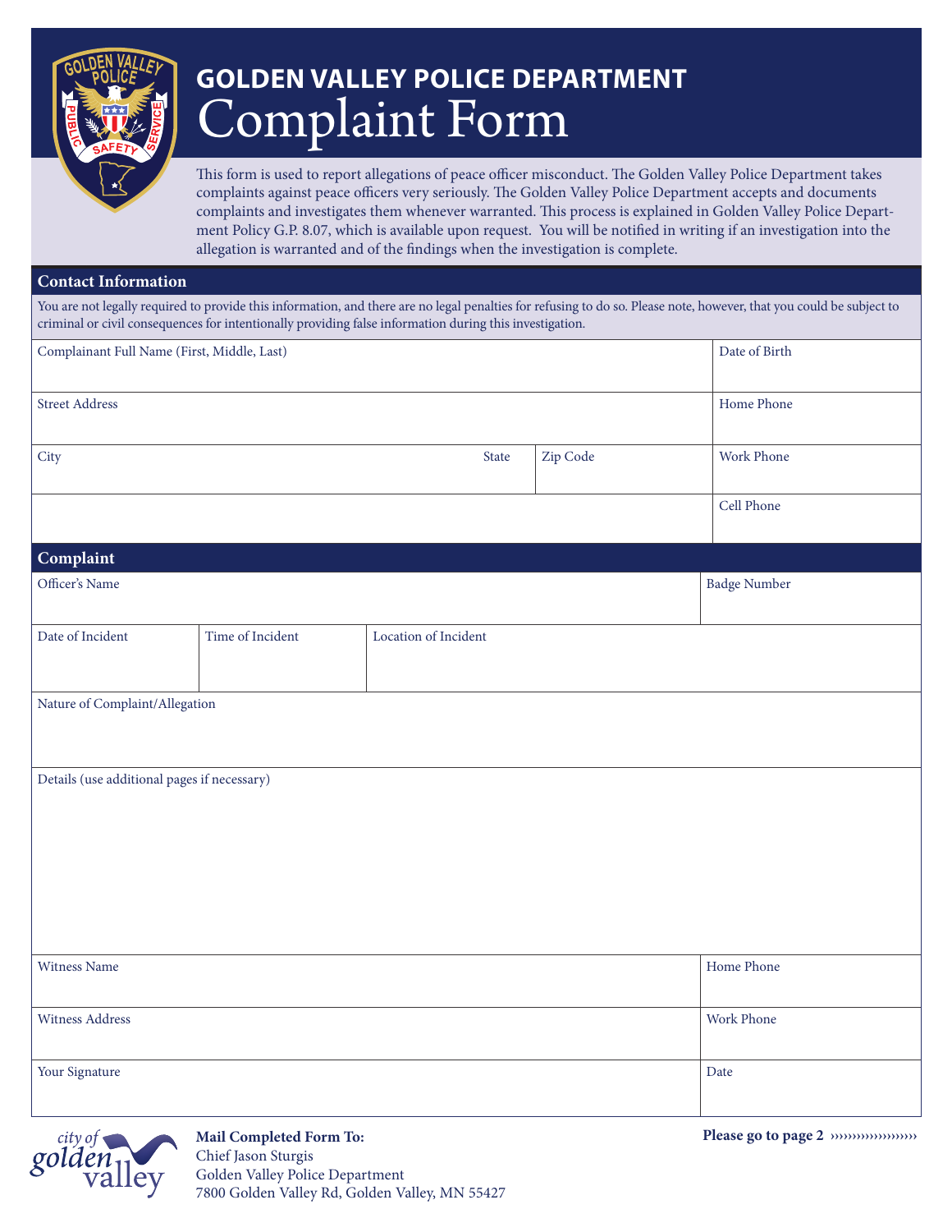# GOLDEN VALLEY POLICE DEPARTMENT

# Complaint Form

This form is used to report allegations of peace officer misconduct. The Golden Valley Police Department takes complaints against peace officers very seriously. The Golden Valley Police Department accepts and documents complaints and investigates them whenever warranted. This process is explained in Golden Valley Police Department Policy G.P. 8.07, which is available upon request. You will be notified in writing if an investigation into the allegation is warranted and of the findings when the investigation is complete.

## Contact Information

You are not legally required to provide this information, and there are no legal penalties for refusing to do so. Please note, however, that you could be subject to criminal or civil consequences for intentionally providing false information during this investigation.

| Complainant Full Name (First, Middle, Last) | | | Date of Birth |
|---|---|---|---|
| Street Address | | | Home Phone |
| City | State | Zip Code | Work Phone |
| | | | Cell Phone |

## Complaint

| Officer's Name | | | Badge Number |
|---|---|---|---|
| Date of Incident | Time of Incident | Location of Incident | |
| Nature of Complaint/Allegation | | | |
| Details (use additional pages if necessary) | | | |
| Witness Name | | | Home Phone |
| Witness Address | | | Work Phone |
| Your Signature | | | Date |

**Mail Completed Form To:**
Chief Jason Sturgis
Golden Valley Police Department
7800 Golden Valley Rd, Golden Valley, MN 55427

**Please go to page 2** ››››››››››››››››››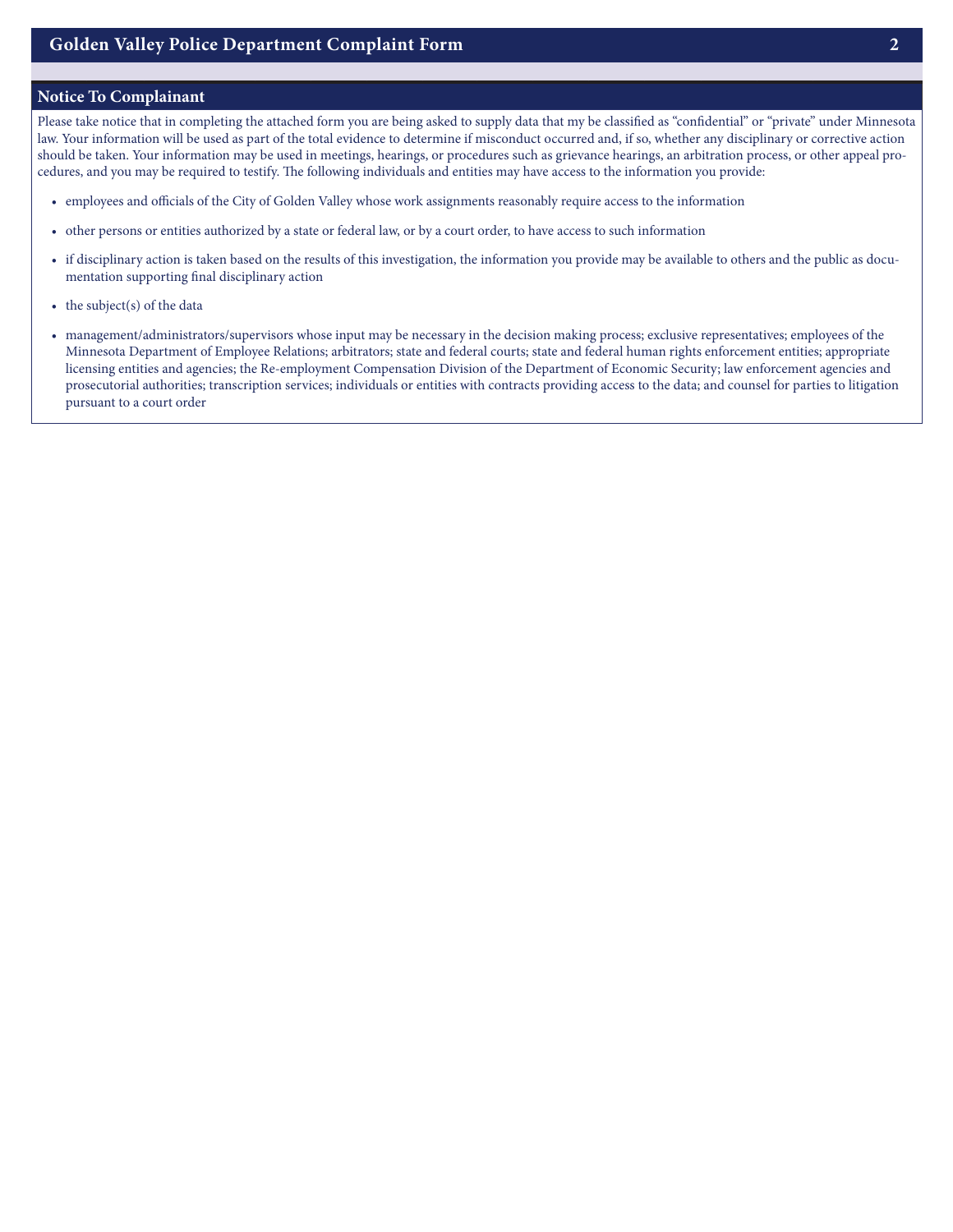## Notice To Complainant

Please take notice that in completing the attached form you are being asked to supply data that my be classified as "confidential" or "private" under Minnesota law. Your information will be used as part of the total evidence to determine if misconduct occurred and, if so, whether any disciplinary or corrective action should be taken. Your information may be used in meetings, hearings, or procedures such as grievance hearings, an arbitration process, or other appeal procedures, and you may be required to testify. The following individuals and entities may have access to the information you provide:

- employees and officials of the City of Golden Valley whose work assignments reasonably require access to the information
- other persons or entities authorized by a state or federal law, or by a court order, to have access to such information
- if disciplinary action is taken based on the results of this investigation, the information you provide may be available to others and the public as documentation supporting final disciplinary action
- the subject(s) of the data
- management/administrators/supervisors whose input may be necessary in the decision making process; exclusive representatives; employees of the Minnesota Department of Employee Relations; arbitrators; state and federal courts; state and federal human rights enforcement entities; appropriate licensing entities and agencies; the Re-employment Compensation Division of the Department of Economic Security; law enforcement agencies and prosecutorial authorities; transcription services; individuals or entities with contracts providing access to the data; and counsel for parties to litigation pursuant to a court order